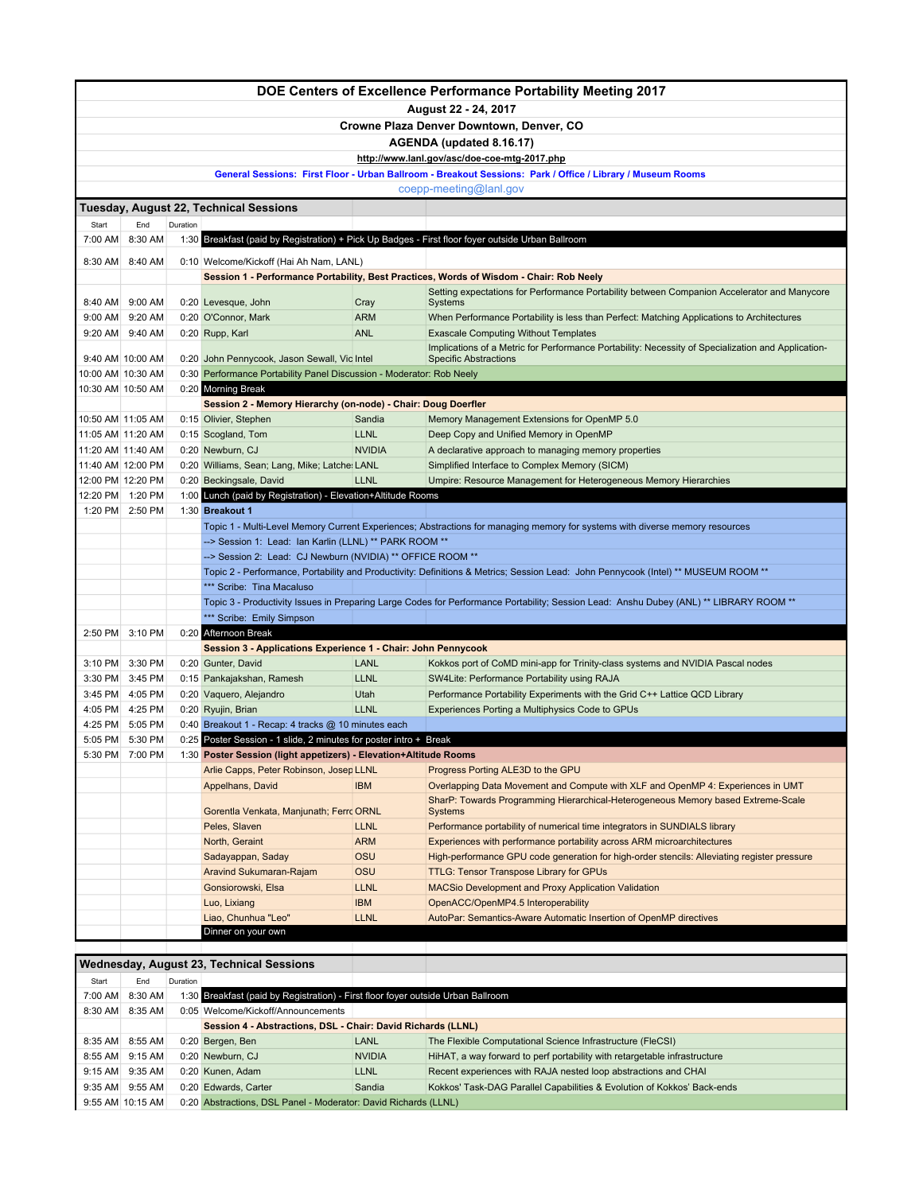# DOE Centers of Excellence Performance Portability Meeting 2017

**August 22 - 24, 2017**

**Crowne Plaza Denver Downtown, Denver, CO**

**AGENDA (updated 8.16.17)**

**http://www.lanl.gov/asc/doe-coe-mtg-2017.php**

**General Sessions: First Floor - Urban Ballroom - Breakout Sessions: Park / Office / Library / Museum Rooms**

coepp-meeting@lanl.gov

## Tuesday, August 22, Technical Sessions

| Start | End | Duration | | | |
|---|---|---|---|---|---|
| 7:00 AM | 8:30 AM | 1:30 | Breakfast (paid by Registration) + Pick Up Badges - First floor foyer outside Urban Ballroom | | |
| 8:30 AM | 8:40 AM | 0:10 | Welcome/Kickoff (Hai Ah Nam, LANL) | | |
| | | | **Session 1 - Performance Portability, Best Practices, Words of Wisdom - Chair: Rob Neely** | | |
| 8:40 AM | 9:00 AM | 0:20 | Levesque, John | Cray | Setting expectations for Performance Portability between Companion Accelerator and Manycore Systems |
| 9:00 AM | 9:20 AM | 0:20 | O'Connor, Mark | ARM | When Performance Portability is less than Perfect: Matching Applications to Architectures |
| 9:20 AM | 9:40 AM | 0:20 | Rupp, Karl | ANL | Exascale Computing Without Templates |
| 9:40 AM | 10:00 AM | 0:20 | John Pennycook, Jason Sewall, Vic | Intel | Implications of a Metric for Performance Portability: Necessity of Specialization and Application-Specific Abstractions |
| 10:00 AM | 10:30 AM | 0:30 | Performance Portability Panel Discussion - Moderator: Rob Neely | | |
| 10:30 AM | 10:50 AM | 0:20 | Morning Break | | |
| | | | **Session 2 - Memory Hierarchy (on-node) - Chair: Doug Doerfler** | | |
| 10:50 AM | 11:05 AM | 0:15 | Olivier, Stephen | Sandia | Memory Management Extensions for OpenMP 5.0 |
| 11:05 AM | 11:20 AM | 0:15 | Scogland, Tom | LLNL | Deep Copy and Unified Memory in OpenMP |
| 11:20 AM | 11:40 AM | 0:20 | Newburn, CJ | NVIDIA | A declarative approach to managing memory properties |
| 11:40 AM | 12:00 PM | 0:20 | Williams, Sean; Lang, Mike; Latche | LANL | Simplified Interface to Complex Memory (SICM) |
| 12:00 PM | 12:20 PM | 0:20 | Beckingsale, David | LLNL | Umpire: Resource Management for Heterogeneous Memory Hierarchies |
| 12:20 PM | 1:20 PM | 1:00 | Lunch (paid by Registration) - Elevation+Altitude Rooms | | |
| 1:20 PM | 2:50 PM | 1:30 | **Breakout 1** | | |
| | | | Topic 1 - Multi-Level Memory Current Experiences; Abstractions for managing memory for systems with diverse memory resources | | |
| | | | --> Session 1: Lead: Ian Karlin (LLNL) ** PARK ROOM ** | | |
| | | | --> Session 2: Lead: CJ Newburn (NVIDIA) ** OFFICE ROOM ** | | |
| | | | Topic 2 - Performance, Portability and Productivity: Definitions & Metrics; Session Lead: John Pennycook (Intel) ** MUSEUM ROOM ** | | |
| | | | *** Scribe: Tina Macaluso | | |
| | | | Topic 3 - Productivity Issues in Preparing Large Codes for Performance Portability; Session Lead: Anshu Dubey (ANL) ** LIBRARY ROOM ** | | |
| | | | *** Scribe: Emily Simpson | | |
| 2:50 PM | 3:10 PM | 0:20 | Afternoon Break | | |
| | | | **Session 3 - Applications Experience 1 - Chair: John Pennycook** | | |
| 3:10 PM | 3:30 PM | 0:20 | Gunter, David | LANL | Kokkos port of CoMD mini-app for Trinity-class systems and NVIDIA Pascal nodes |
| 3:30 PM | 3:45 PM | 0:15 | Pankajakshan, Ramesh | LLNL | SW4Lite: Performance Portability using RAJA |
| 3:45 PM | 4:05 PM | 0:20 | Vaquero, Alejandro | Utah | Performance Portability Experiments with the Grid C++ Lattice QCD Library |
| 4:05 PM | 4:25 PM | 0:20 | Ryujin, Brian | LLNL | Experiences Porting a Multiphysics Code to GPUs |
| 4:25 PM | 5:05 PM | 0:40 | Breakout 1 - Recap: 4 tracks @ 10 minutes each | | |
| 5:05 PM | 5:30 PM | 0:25 | Poster Session - 1 slide, 2 minutes for poster intro + Break | | |
| 5:30 PM | 7:00 PM | 1:30 | **Poster Session (light appetizers) - Elevation+Altitude Rooms** | | |
| | | | Arlie Capps, Peter Robinson, Josep | LLNL | Progress Porting ALE3D to the GPU |
| | | | Appelhans, David | IBM | Overlapping Data Movement and Compute with XLF and OpenMP 4: Experiences in UMT |
| | | | Gorentla Venkata, Manjunath; Ferro | ORNL | SharP: Towards Programming Hierarchical-Heterogeneous Memory based Extreme-Scale Systems |
| | | | Peles, Slaven | LLNL | Performance portability of numerical time integrators in SUNDIALS library |
| | | | North, Geraint | ARM | Experiences with performance portability across ARM microarchitectures |
| | | | Sadayappan, Saday | OSU | High-performance GPU code generation for high-order stencils: Alleviating register pressure |
| | | | Aravind Sukumaran-Rajam | OSU | TTLG: Tensor Transpose Library for GPUs |
| | | | Gonsiorowski, Elsa | LLNL | MACSio Development and Proxy Application Validation |
| | | | Luo, Lixiang | IBM | OpenACC/OpenMP4.5 Interoperability |
| | | | Liao, Chunhua "Leo" | LLNL | AutoPar: Semantics-Aware Automatic Insertion of OpenMP directives |
| | | | Dinner on your own | | |

## Wednesday, August 23, Technical Sessions

| Start | End | Duration | | | |
|---|---|---|---|---|---|
| 7:00 AM | 8:30 AM | 1:30 | Breakfast (paid by Registration) - First floor foyer outside Urban Ballroom | | |
| 8:30 AM | 8:35 AM | 0:05 | Welcome/Kickoff/Announcements | | |
| | | | **Session 4 - Abstractions, DSL - Chair: David Richards (LLNL)** | | |
| 8:35 AM | 8:55 AM | 0:20 | Bergen, Ben | LANL | The Flexible Computational Science Infrastructure (FleCSI) |
| 8:55 AM | 9:15 AM | 0:20 | Newburn, CJ | NVIDIA | HiHAT, a way forward to perf portability with retargetable infrastructure |
| 9:15 AM | 9:35 AM | 0:20 | Kunen, Adam | LLNL | Recent experiences with RAJA nested loop abstractions and CHAI |
| 9:35 AM | 9:55 AM | 0:20 | Edwards, Carter | Sandia | Kokkos' Task-DAG Parallel Capabilities & Evolution of Kokkos' Back-ends |
| 9:55 AM | 10:15 AM | 0:20 | Abstractions, DSL Panel - Moderator: David Richards (LLNL) | | |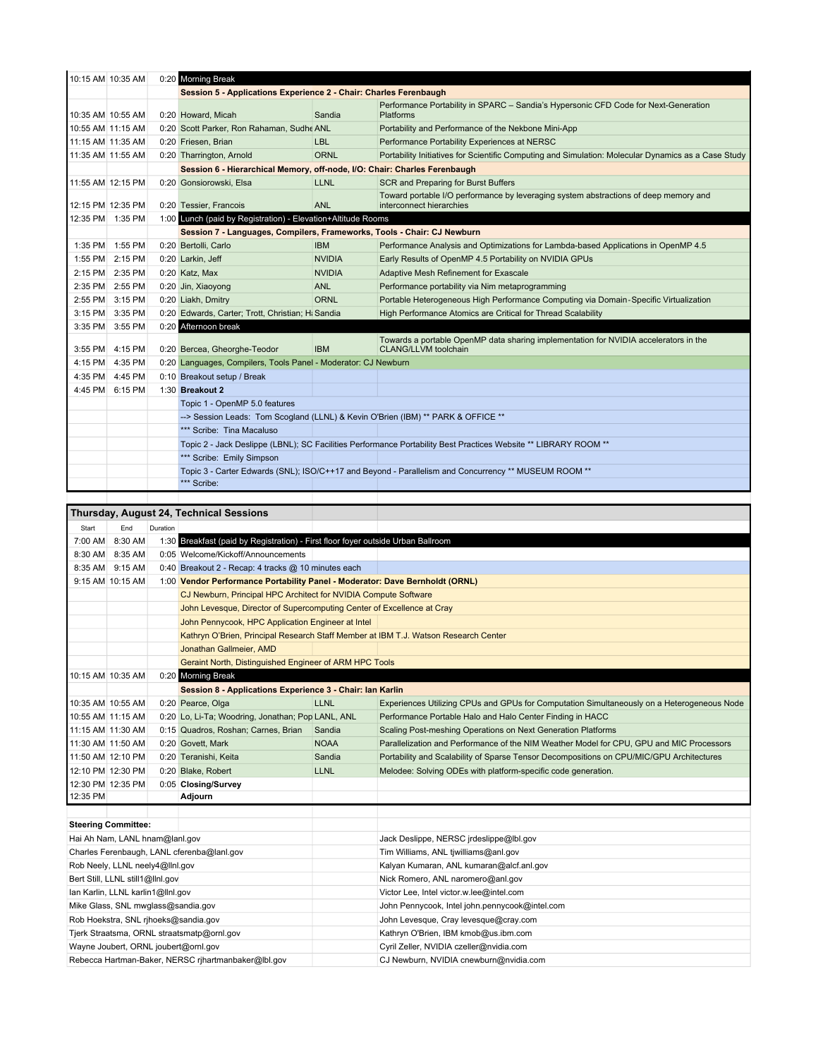| | | | | | |
|---|---|---|---|---|---|
| 10:15 AM | 10:35 AM | 0:20 | Morning Break | | |
| | | | **Session 5 - Applications Experience 2 - Chair: Charles Ferenbaugh** | | |
| 10:35 AM | 10:55 AM | 0:20 | Howard, Micah | Sandia | Performance Portability in SPARC – Sandia's Hypersonic CFD Code for Next-Generation Platforms |
| 10:55 AM | 11:15 AM | 0:20 | Scott Parker, Ron Rahaman, Sudhe | ANL | Portability and Performance of the Nekbone Mini-App |
| 11:15 AM | 11:35 AM | 0:20 | Friesen, Brian | LBL | Performance Portability Experiences at NERSC |
| 11:35 AM | 11:55 AM | 0:20 | Tharrington, Arnold | ORNL | Portability Initiatives for Scientific Computing and Simulation: Molecular Dynamics as a Case Study |
| | | | **Session 6 - Hierarchical Memory, off-node, I/O: Chair: Charles Ferenbaugh** | | |
| 11:55 AM | 12:15 PM | 0:20 | Gonsiorowski, Elsa | LLNL | SCR and Preparing for Burst Buffers |
| 12:15 PM | 12:35 PM | 0:20 | Tessier, Francois | ANL | Toward portable I/O performance by leveraging system abstractions of deep memory and interconnect hierarchies |
| 12:35 PM | 1:35 PM | 1:00 | Lunch (paid by Registration) - Elevation+Altitude Rooms | | |
| | | | **Session 7 - Languages, Compilers, Frameworks, Tools - Chair: CJ Newburn** | | |
| 1:35 PM | 1:55 PM | 0:20 | Bertolli, Carlo | IBM | Performance Analysis and Optimizations for Lambda-based Applications in OpenMP 4.5 |
| 1:55 PM | 2:15 PM | 0:20 | Larkin, Jeff | NVIDIA | Early Results of OpenMP 4.5 Portability on NVIDIA GPUs |
| 2:15 PM | 2:35 PM | 0:20 | Katz, Max | NVIDIA | Adaptive Mesh Refinement for Exascale |
| 2:35 PM | 2:55 PM | 0:20 | Jin, Xiaoyong | ANL | Performance portability via Nim metaprogramming |
| 2:55 PM | 3:15 PM | 0:20 | Liakh, Dmitry | ORNL | Portable Heterogeneous High Performance Computing via Domain-Specific Virtualization |
| 3:15 PM | 3:35 PM | 0:20 | Edwards, Carter; Trott, Christian; H | Sandia | High Performance Atomics are Critical for Thread Scalability |
| 3:35 PM | 3:55 PM | 0:20 | Afternoon break | | |
| 3:55 PM | 4:15 PM | 0:20 | Bercea, Gheorghe-Teodor | IBM | Towards a portable OpenMP data sharing implementation for NVIDIA accelerators in the CLANG/LLVM toolchain |
| 4:15 PM | 4:35 PM | 0:20 | Languages, Compilers, Tools Panel - Moderator: CJ Newburn | | |
| 4:35 PM | 4:45 PM | 0:10 | Breakout setup / Break | | |
| 4:45 PM | 6:15 PM | 1:30 | **Breakout 2** | | |
| | | | Topic 1 - OpenMP 5.0 features | | |
| | | | --> Session Leads: Tom Scogland (LLNL) & Kevin O'Brien (IBM) ** PARK & OFFICE ** | | |
| | | | *** Scribe: Tina Macaluso | | |
| | | | Topic 2 - Jack Deslippe (LBNL); SC Facilities Performance Portability Best Practices Website ** LIBRARY ROOM ** | | |
| | | | *** Scribe: Emily Simpson | | |
| | | | Topic 3 - Carter Edwards (SNL); ISO/C++17 and Beyond - Parallelism and Concurrency ** MUSEUM ROOM ** | | |
| | | | *** Scribe: | | |

## Thursday, August 24, Technical Sessions

| Start | End | Duration | | | |
|---|---|---|---|---|---|
| 7:00 AM | 8:30 AM | 1:30 | Breakfast (paid by Registration) - First floor foyer outside Urban Ballroom | | |
| 8:30 AM | 8:35 AM | 0:05 | Welcome/Kickoff/Announcements | | |
| 8:35 AM | 9:15 AM | 0:40 | Breakout 2 - Recap: 4 tracks @ 10 minutes each | | |
| 9:15 AM | 10:15 AM | 1:00 | **Vendor Performance Portability Panel - Moderator: Dave Bernholdt (ORNL)** | | |
| | | | CJ Newburn, Principal HPC Architect for NVIDIA Compute Software | | |
| | | | John Levesque, Director of Supercomputing Center of Excellence at Cray | | |
| | | | John Pennycook, HPC Application Engineer at Intel | | |
| | | | Kathryn O'Brien, Principal Research Staff Member at IBM T.J. Watson Research Center | | |
| | | | Jonathan Gallmeier, AMD | | |
| | | | Geraint North, Distinguished Engineer of ARM HPC Tools | | |
| 10:15 AM | 10:35 AM | 0:20 | Morning Break | | |
| | | | **Session 8 - Applications Experience 3 - Chair: Ian Karlin** | | |
| 10:35 AM | 10:55 AM | 0:20 | Pearce, Olga | LLNL | Experiences Utilizing CPUs and GPUs for Computation Simultaneously on a Heterogeneous Node |
| 10:55 AM | 11:15 AM | 0:20 | Lo, Li-Ta; Woodring, Jonathan; Pop | LANL, ANL | Performance Portable Halo and Halo Center Finding in HACC |
| 11:15 AM | 11:30 AM | 0:15 | Quadros, Roshan; Carnes, Brian | Sandia | Scaling Post-meshing Operations on Next Generation Platforms |
| 11:30 AM | 11:50 AM | 0:20 | Govett, Mark | NOAA | Parallelization and Performance of the NIM Weather Model for CPU, GPU and MIC Processors |
| 11:50 AM | 12:10 PM | 0:20 | Teranishi, Keita | Sandia | Portability and Scalability of Sparse Tensor Decompositions on CPU/MIC/GPU Architectures |
| 12:10 PM | 12:30 PM | 0:20 | Blake, Robert | LLNL | Melodee: Solving ODEs with platform-specific code generation. |
| 12:30 PM | 12:35 PM | 0:05 | **Closing/Survey** | | |
| 12:35 PM | | | **Adjourn** | | |

**Steering Committee:**

| | |
|---|---|
| Hai Ah Nam, LANL hnam@lanl.gov | Jack Deslippe, NERSC jrdeslippe@lbl.gov |
| Charles Ferenbaugh, LANL cferenba@lanl.gov | Tim Williams, ANL tjwilliams@anl.gov |
| Rob Neely, LLNL neely4@llnl.gov | Kalyan Kumaran, ANL kumaran@alcf.anl.gov |
| Bert Still, LLNL still1@llnl.gov | Nick Romero, ANL naromero@anl.gov |
| Ian Karlin, LLNL karlin1@llnl.gov | Victor Lee, Intel victor.w.lee@intel.com |
| Mike Glass, SNL mwglass@sandia.gov | John Pennycook, Intel john.pennycook@intel.com |
| Rob Hoekstra, SNL rjhoeks@sandia.gov | John Levesque, Cray levesque@cray.com |
| Tjerk Straatsma, ORNL straatsmatp@ornl.gov | Kathryn O'Brien, IBM kmob@us.ibm.com |
| Wayne Joubert, ORNL joubert@ornl.gov | Cyril Zeller, NVIDIA czeller@nvidia.com |
| Rebecca Hartman-Baker, NERSC rjhartmanbaker@lbl.gov | CJ Newburn, NVIDIA cnewburn@nvidia.com |